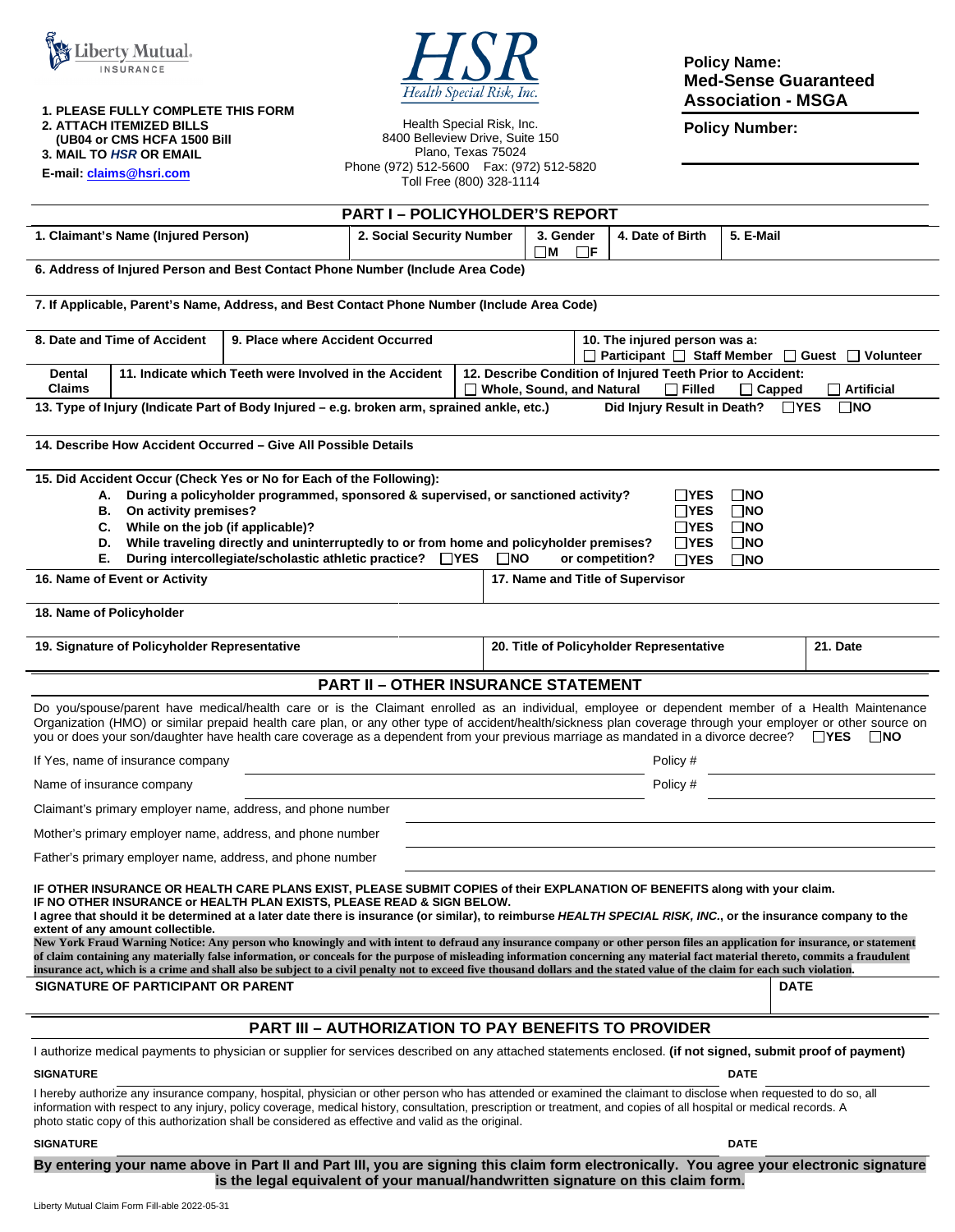Liberty Mutual INSURANCE

HSR Health Special Risk, Inc.

1. PLEASE FULLY COMPLETE THIS FORM
2. ATTACH ITEMIZED BILLS (UB04 or CMS HCFA 1500 Bill
3. MAIL TO *HSR* OR EMAIL

E-mail: claims@hsri.com

Health Special Risk, Inc.
8400 Belleview Drive, Suite 150
Plano, Texas 75024
Phone (972) 512-5600 Fax: (972) 512-5820
Toll Free (800) 328-1114

**Policy Name:**
**Med-Sense Guaranteed Association - MSGA**

**Policy Number:**

## PART I – POLICYHOLDER'S REPORT

| 1. Claimant's Name (Injured Person) | 2. Social Security Number | 3. Gender ☐M ☐F | 4. Date of Birth | 5. E-Mail |
|---|---|---|---|---|
| | | | | |

**6. Address of Injured Person and Best Contact Phone Number (Include Area Code)**

**7. If Applicable, Parent's Name, Address, and Best Contact Phone Number (Include Area Code)**

| 8. Date and Time of Accident | 9. Place where Accident Occurred | 10. The injured person was a: ☐ Participant ☐ Staff Member ☐ Guest ☐ Volunteer |
|---|---|---|
| | | |

| Dental Claims | 11. Indicate which Teeth were Involved in the Accident | 12. Describe Condition of Injured Teeth Prior to Accident: ☐ Whole, Sound, and Natural ☐ Filled ☐ Capped ☐ Artificial |
|---|---|---|
| | | |

**13. Type of Injury (Indicate Part of Body Injured – e.g. broken arm, sprained ankle, etc.)** Did Injury Result in Death? ☐YES ☐NO

**14. Describe How Accident Occurred – Give All Possible Details**

**15. Did Accident Occur (Check Yes or No for Each of the Following):**

- A. During a policyholder programmed, sponsored & supervised, or sanctioned activity? ☐YES ☐NO
- B. On activity premises? ☐YES ☐NO
- C. While on the job (if applicable)? ☐YES ☐NO
- D. While traveling directly and uninterruptedly to or from home and policyholder premises? ☐YES ☐NO
- E. During intercollegiate/scholastic athletic practice? ☐YES ☐NO or competition? ☐YES ☐NO

| 16. Name of Event or Activity | 17. Name and Title of Supervisor |
|---|---|
| | |

**18. Name of Policyholder**

| 19. Signature of Policyholder Representative | 20. Title of Policyholder Representative | 21. Date |
|---|---|---|
| | | |

## PART II – OTHER INSURANCE STATEMENT

Do you/spouse/parent have medical/health care or is the Claimant enrolled as an individual, employee or dependent member of a Health Maintenance Organization (HMO) or similar prepaid health care plan, or any other type of accident/health/sickness plan coverage through your employer or other source on you or does your son/daughter have health care coverage as a dependent from your previous marriage as mandated in a divorce decree? ☐YES ☐NO

If Yes, name of insurance company ______________________ Policy # ______________

Name of insurance company ______________________ Policy # ______________

Claimant's primary employer name, address, and phone number ______________________

Mother's primary employer name, address, and phone number ______________________

Father's primary employer name, address, and phone number ______________________

**IF OTHER INSURANCE OR HEALTH CARE PLANS EXIST, PLEASE SUBMIT COPIES of their EXPLANATION OF BENEFITS along with your claim.**
**IF NO OTHER INSURANCE or HEALTH PLAN EXISTS, PLEASE READ & SIGN BELOW.**
**I agree that should it be determined at a later date there is insurance (or similar), to reimburse *HEALTH SPECIAL RISK, INC.*, or the insurance company to the extent of any amount collectible.**

**New York Fraud Warning Notice: Any person who knowingly and with intent to defraud any insurance company or other person files an application for insurance, or statement of claim containing any materially false information, or conceals for the purpose of misleading information concerning any material fact material thereto, commits a fraudulent insurance act, which is a crime and shall also be subject to a civil penalty not to exceed five thousand dollars and the stated value of the claim for each such violation.**

| SIGNATURE OF PARTICIPANT OR PARENT | DATE |
|---|---|
| | |

## PART III – AUTHORIZATION TO PAY BENEFITS TO PROVIDER

I authorize medical payments to physician or supplier for services described on any attached statements enclosed. **(if not signed, submit proof of payment)**

**SIGNATURE** ______________________ **DATE** ______________

I hereby authorize any insurance company, hospital, physician or other person who has attended or examined the claimant to disclose when requested to do so, all information with respect to any injury, policy coverage, medical history, consultation, prescription or treatment, and copies of all hospital or medical records. A photo static copy of this authorization shall be considered as effective and valid as the original.

**SIGNATURE** ______________________ **DATE** ______________

**By entering your name above in Part II and Part III, you are signing this claim form electronically. You agree your electronic signature is the legal equivalent of your manual/handwritten signature on this claim form.**

Liberty Mutual Claim Form Fill-able 2022-05-31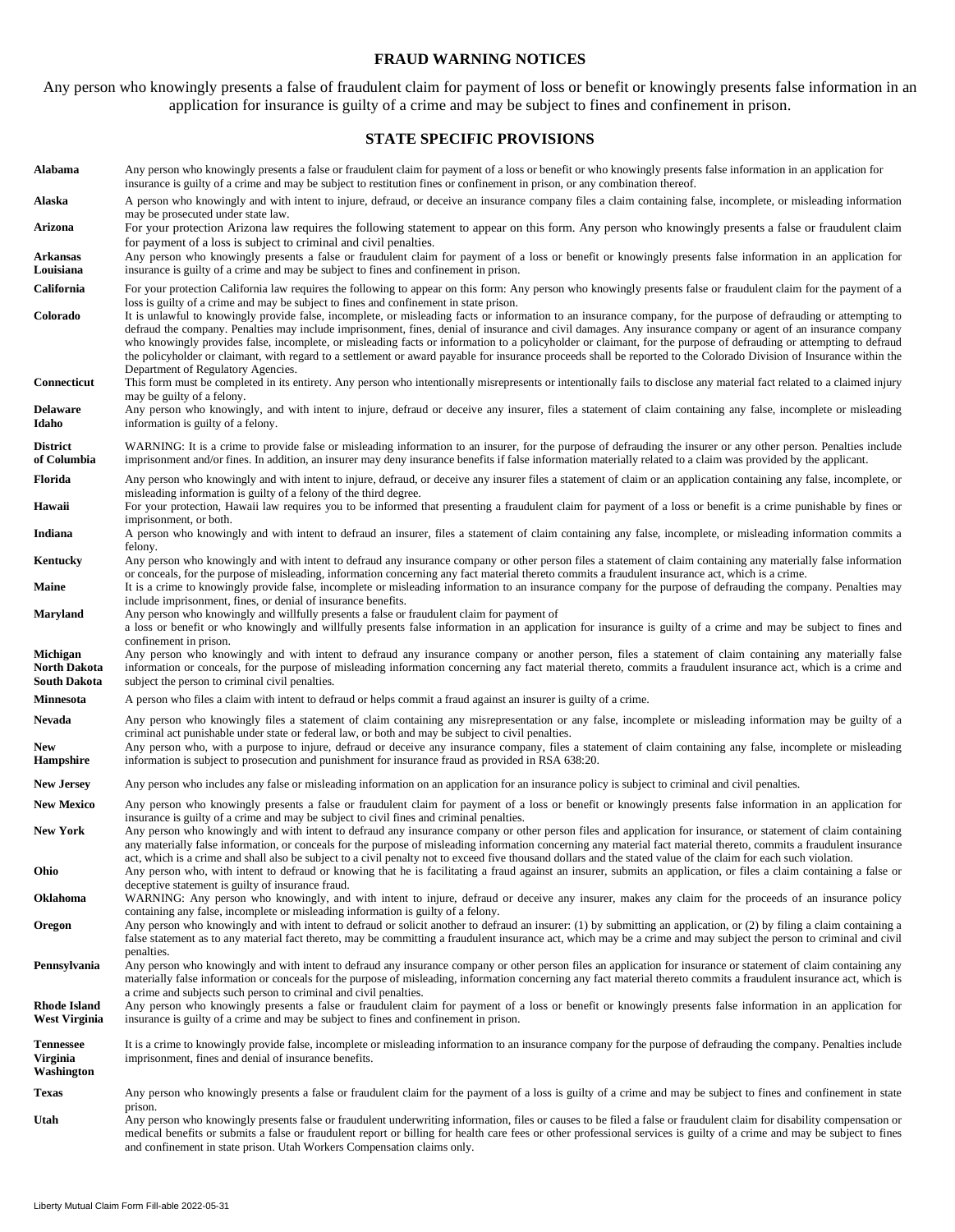## FRAUD WARNING NOTICES

Any person who knowingly presents a false of fraudulent claim for payment of loss or benefit or knowingly presents false information in an application for insurance is guilty of a crime and may be subject to fines and confinement in prison.

## STATE SPECIFIC PROVISIONS

| | |
|---|---|
| **Alabama** | Any person who knowingly presents a false or fraudulent claim for payment of a loss or benefit or who knowingly presents false information in an application for insurance is guilty of a crime and may be subject to restitution fines or confinement in prison, or any combination thereof. |
| **Alaska** | A person who knowingly and with intent to injure, defraud, or deceive an insurance company files a claim containing false, incomplete, or misleading information may be prosecuted under state law. |
| **Arizona** | For your protection Arizona law requires the following statement to appear on this form. Any person who knowingly presents a false or fraudulent claim for payment of a loss is subject to criminal and civil penalties. |
| **Arkansas Louisiana** | Any person who knowingly presents a false or fraudulent claim for payment of a loss or benefit or knowingly presents false information in an application for insurance is guilty of a crime and may be subject to fines and confinement in prison. |
| **California** | For your protection California law requires the following to appear on this form: Any person who knowingly presents false or fraudulent claim for the payment of a loss is guilty of a crime and may be subject to fines and confinement in state prison. |
| **Colorado** | It is unlawful to knowingly provide false, incomplete, or misleading facts or information to an insurance company, for the purpose of defrauding or attempting to defraud the company. Penalties may include imprisonment, fines, denial of insurance and civil damages. Any insurance company or agent of an insurance company who knowingly provides false, incomplete, or misleading facts or information to a policyholder or claimant, for the purpose of defrauding or attempting to defraud the policyholder or claimant, with regard to a settlement or award payable for insurance proceeds shall be reported to the Colorado Division of Insurance within the Department of Regulatory Agencies. |
| **Connecticut** | This form must be completed in its entirety. Any person who intentionally misrepresents or intentionally fails to disclose any material fact related to a claimed injury may be guilty of a felony. |
| **Delaware Idaho** | Any person who knowingly, and with intent to injure, defraud or deceive any insurer, files a statement of claim containing any false, incomplete or misleading information is guilty of a felony. |
| **District of Columbia** | WARNING: It is a crime to provide false or misleading information to an insurer, for the purpose of defrauding the insurer or any other person. Penalties include imprisonment and/or fines. In addition, an insurer may deny insurance benefits if false information materially related to a claim was provided by the applicant. |
| **Florida** | Any person who knowingly and with intent to injure, defraud, or deceive any insurer files a statement of claim or an application containing any false, incomplete, or misleading information is guilty of a felony of the third degree. |
| **Hawaii** | For your protection, Hawaii law requires you to be informed that presenting a fraudulent claim for payment of a loss or benefit is a crime punishable by fines or imprisonment, or both. |
| **Indiana** | A person who knowingly and with intent to defraud an insurer, files a statement of claim containing any false, incomplete, or misleading information commits a felony. |
| **Kentucky** | Any person who knowingly and with intent to defraud any insurance company or other person files a statement of claim containing any materially false information or conceals, for the purpose of misleading, information concerning any fact material thereto commits a fraudulent insurance act, which is a crime. |
| **Maine** | It is a crime to knowingly provide false, incomplete or misleading information to an insurance company for the purpose of defrauding the company. Penalties may include imprisonment, fines, or denial of insurance benefits. |
| **Maryland** | Any person who knowingly and willfully presents a false or fraudulent claim for payment of a loss or benefit or who knowingly and willfully presents false information in an application for insurance is guilty of a crime and may be subject to fines and confinement in prison. |
| **Michigan North Dakota South Dakota** | Any person who knowingly and with intent to defraud any insurance company or another person, files a statement of claim containing any materially false information or conceals, for the purpose of misleading information concerning any fact material thereto, commits a fraudulent insurance act, which is a crime and subject the person to criminal civil penalties. |
| **Minnesota** | A person who files a claim with intent to defraud or helps commit a fraud against an insurer is guilty of a crime. |
| **Nevada** | Any person who knowingly files a statement of claim containing any misrepresentation or any false, incomplete or misleading information may be guilty of a criminal act punishable under state or federal law, or both and may be subject to civil penalties. |
| **New Hampshire** | Any person who, with a purpose to injure, defraud or deceive any insurance company, files a statement of claim containing any false, incomplete or misleading information is subject to prosecution and punishment for insurance fraud as provided in RSA 638:20. |
| **New Jersey** | Any person who includes any false or misleading information on an application for an insurance policy is subject to criminal and civil penalties. |
| **New Mexico** | Any person who knowingly presents a false or fraudulent claim for payment of a loss or benefit or knowingly presents false information in an application for insurance is guilty of a crime and may be subject to civil fines and criminal penalties. |
| **New York** | Any person who knowingly and with intent to defraud any insurance company or other person files and application for insurance, or statement of claim containing any materially false information, or conceals for the purpose of misleading information concerning any material fact material thereto, commits a fraudulent insurance act, which is a crime and shall also be subject to a civil penalty not to exceed five thousand dollars and the stated value of the claim for each such violation. |
| **Ohio** | Any person who, with intent to defraud or knowing that he is facilitating a fraud against an insurer, submits an application, or files a claim containing a false or deceptive statement is guilty of insurance fraud. |
| **Oklahoma** | WARNING: Any person who knowingly, and with intent to injure, defraud or deceive any insurer, makes any claim for the proceeds of an insurance policy containing any false, incomplete or misleading information is guilty of a felony. |
| **Oregon** | Any person who knowingly and with intent to defraud or solicit another to defraud an insurer: (1) by submitting an application, or (2) by filing a claim containing a false statement as to any material fact thereto, may be committing a fraudulent insurance act, which may be a crime and may subject the person to criminal and civil penalties. |
| **Pennsylvania** | Any person who knowingly and with intent to defraud any insurance company or other person files an application for insurance or statement of claim containing any materially false information or conceals for the purpose of misleading, information concerning any fact material thereto commits a fraudulent insurance act, which is a crime and subjects such person to criminal and civil penalties. |
| **Rhode Island West Virginia** | Any person who knowingly presents a false or fraudulent claim for payment of a loss or benefit or knowingly presents false information in an application for insurance is guilty of a crime and may be subject to fines and confinement in prison. |
| **Tennessee Virginia Washington** | It is a crime to knowingly provide false, incomplete or misleading information to an insurance company for the purpose of defrauding the company. Penalties include imprisonment, fines and denial of insurance benefits. |
| **Texas** | Any person who knowingly presents a false or fraudulent claim for the payment of a loss is guilty of a crime and may be subject to fines and confinement in state prison. |
| **Utah** | Any person who knowingly presents false or fraudulent underwriting information, files or causes to be filed a false or fraudulent claim for disability compensation or medical benefits or submits a false or fraudulent report or billing for health care fees or other professional services is guilty of a crime and may be subject to fines and confinement in state prison. Utah Workers Compensation claims only. |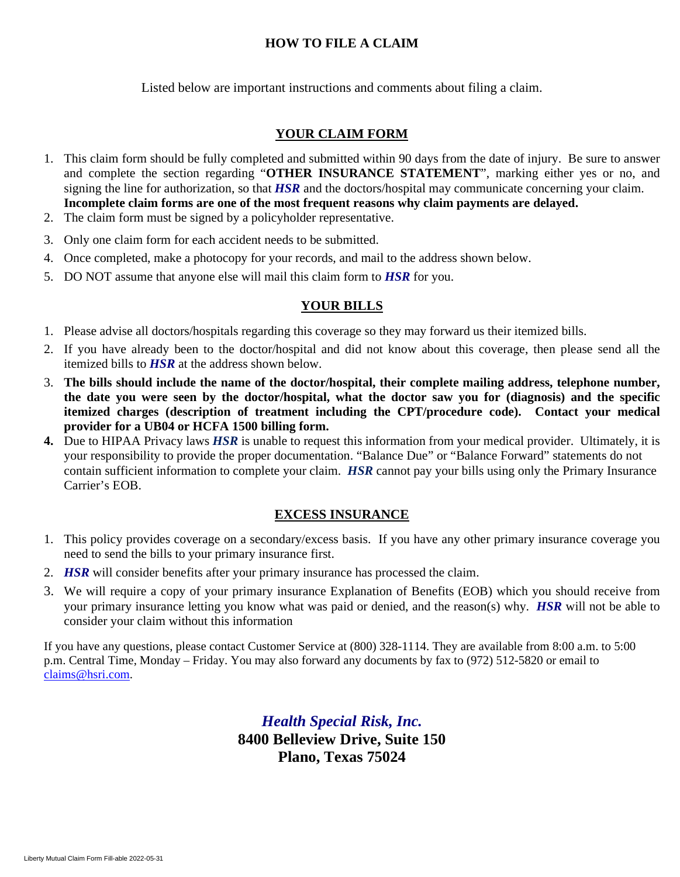# HOW TO FILE A CLAIM

Listed below are important instructions and comments about filing a claim.

## YOUR CLAIM FORM

1. This claim form should be fully completed and submitted within 90 days from the date of injury. Be sure to answer and complete the section regarding "**OTHER INSURANCE STATEMENT**", marking either yes or no, and signing the line for authorization, so that ***HSR*** and the doctors/hospital may communicate concerning your claim. **Incomplete claim forms are one of the most frequent reasons why claim payments are delayed.**
2. The claim form must be signed by a policyholder representative.
3. Only one claim form for each accident needs to be submitted.
4. Once completed, make a photocopy for your records, and mail to the address shown below.
5. DO NOT assume that anyone else will mail this claim form to ***HSR*** for you.

## YOUR BILLS

1. Please advise all doctors/hospitals regarding this coverage so they may forward us their itemized bills.
2. If you have already been to the doctor/hospital and did not know about this coverage, then please send all the itemized bills to ***HSR*** at the address shown below.
3. **The bills should include the name of the doctor/hospital, their complete mailing address, telephone number, the date you were seen by the doctor/hospital, what the doctor saw you for (diagnosis) and the specific itemized charges (description of treatment including the CPT/procedure code). Contact your medical provider for a UB04 or HCFA 1500 billing form.**
4. Due to HIPAA Privacy laws ***HSR*** is unable to request this information from your medical provider. Ultimately, it is your responsibility to provide the proper documentation. "Balance Due" or "Balance Forward" statements do not contain sufficient information to complete your claim. ***HSR*** cannot pay your bills using only the Primary Insurance Carrier's EOB.

## EXCESS INSURANCE

1. This policy provides coverage on a secondary/excess basis. If you have any other primary insurance coverage you need to send the bills to your primary insurance first.
2. ***HSR*** will consider benefits after your primary insurance has processed the claim.
3. We will require a copy of your primary insurance Explanation of Benefits (EOB) which you should receive from your primary insurance letting you know what was paid or denied, and the reason(s) why. ***HSR*** will not be able to consider your claim without this information

If you have any questions, please contact Customer Service at (800) 328-1114. They are available from 8:00 a.m. to 5:00 p.m. Central Time, Monday – Friday. You may also forward any documents by fax to (972) 512-5820 or email to claims@hsri.com.

***Health Special Risk, Inc.***
**8400 Belleview Drive, Suite 150**
**Plano, Texas 75024**

Liberty Mutual Claim Form Fill-able 2022-05-31